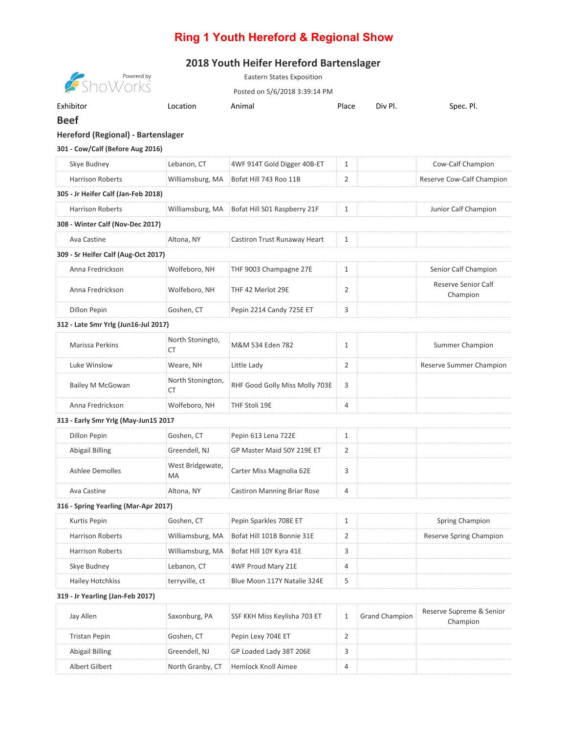# Ring 1 Youth Hereford & Regional Show

## 2018 Youth Heifer Hereford Bartenslager

Eastern States Exposition

Posted on 5/6/2018 3:39:14 PM

## Beef

### Hereford (Regional) - Bartenslager

| Exhibitor | Location | Animal | Place | Div Pl. | Spec. Pl. |
|---|---|---|---|---|---|
| **301 - Cow/Calf (Before Aug 2016)** | | | | | |
| Skye Budney | Lebanon, CT | 4WF 914T Gold Digger 40B-ET | 1 | | Cow-Calf Champion |
| Harrison Roberts | Williamsburg, MA | Bofat Hill 743 Roo 11B | 2 | | Reserve Cow-Calf Champion |
| **305 - Jr Heifer Calf (Jan-Feb 2018)** | | | | | |
| Harrison Roberts | Williamsburg, MA | Bofat Hill S01 Raspberry 21F | 1 | | Junior Calf Champion |
| **308 - Winter Calf (Nov-Dec 2017)** | | | | | |
| Ava Castine | Altona, NY | Castiron Trust Runaway Heart | 1 | | |
| **309 - Sr Heifer Calf (Aug-Oct 2017)** | | | | | |
| Anna Fredrickson | Wolfeboro, NH | THF 9003 Champagne 27E | 1 | | Senior Calf Champion |
| Anna Fredrickson | Wolfeboro, NH | THF 42 Merlot 29E | 2 | | Reserve Senior Calf Champion |
| Dillon Pepin | Goshen, CT | Pepin 2214 Candy 725E ET | 3 | | |
| **312 - Late Smr Yrlg (Jun16-Jul 2017)** | | | | | |
| Marissa Perkins | North Stoningto, CT | M&M 534 Eden 782 | 1 | | Summer Champion |
| Luke Winslow | Weare, NH | Little Lady | 2 | | Reserve Summer Champion |
| Bailey M McGowan | North Stonington, CT | RHF Good Golly Miss Molly 703E | 3 | | |
| Anna Fredrickson | Wolfeboro, NH | THF Stoli 19E | 4 | | |
| **313 - Early Smr Yrlg (May-Jun15 2017** | | | | | |
| Dillon Pepin | Goshen, CT | Pepin 613 Lena 722E | 1 | | |
| Abigail Billing | Greendell, NJ | GP Master Maid 50Y 219E ET | 2 | | |
| Ashlee Demolles | West Bridgewate, MA | Carter Miss Magnolia 62E | 3 | | |
| Ava Castine | Altona, NY | Castiron Manning Briar Rose | 4 | | |
| **316 - Spring Yearling (Mar-Apr 2017)** | | | | | |
| Kurtis Pepin | Goshen, CT | Pepin Sparkles 708E ET | 1 | | Spring Champion |
| Harrison Roberts | Williamsburg, MA | Bofat Hill 101B Bonnie 31E | 2 | | Reserve Spring Champion |
| Harrison Roberts | Williamsburg, MA | Bofat Hill 10Y Kyra 41E | 3 | | |
| Skye Budney | Lebanon, CT | 4WF Proud Mary 21E | 4 | | |
| Hailey Hotchkiss | terryville, ct | Blue Moon 117Y Natalie 324E | 5 | | |
| **319 - Jr Yearling (Jan-Feb 2017)** | | | | | |
| Jay Allen | Saxonburg, PA | SSF KKH Miss Keylisha 703 ET | 1 | Grand Champion | Reserve Supreme & Senior Champion |
| Tristan Pepin | Goshen, CT | Pepin Lexy 704E ET | 2 | | |
| Abigail Billing | Greendell, NJ | GP Loaded Lady 38T 206E | 3 | | |
| Albert Gilbert | North Granby, CT | Hemlock Knoll Aimee | 4 | | |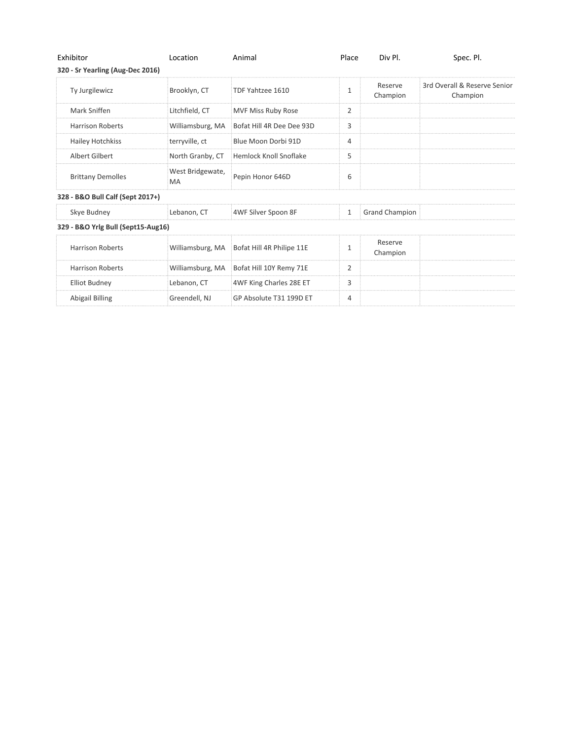| Exhibitor | Location | Animal | Place | Div Pl. | Spec. Pl. |
|---|---|---|---|---|---|
| **320 - Sr Yearling (Aug-Dec 2016)** | | | | | |
| Ty Jurgilewicz | Brooklyn, CT | TDF Yahtzee 1610 | 1 | Reserve Champion | 3rd Overall & Reserve Senior Champion |
| Mark Sniffen | Litchfield, CT | MVF Miss Ruby Rose | 2 | | |
| Harrison Roberts | Williamsburg, MA | Bofat Hill 4R Dee Dee 93D | 3 | | |
| Hailey Hotchkiss | terryville, ct | Blue Moon Dorbi 91D | 4 | | |
| Albert Gilbert | North Granby, CT | Hemlock Knoll Snoflake | 5 | | |
| Brittany Demolles | West Bridgewate, MA | Pepin Honor 646D | 6 | | |
| **328 - B&O Bull Calf (Sept 2017+)** | | | | | |
| Skye Budney | Lebanon, CT | 4WF Silver Spoon 8F | 1 | Grand Champion | |
| **329 - B&O Yrlg Bull (Sept15-Aug16)** | | | | | |
| Harrison Roberts | Williamsburg, MA | Bofat Hill 4R Philipe 11E | 1 | Reserve Champion | |
| Harrison Roberts | Williamsburg, MA | Bofat Hill 10Y Remy 71E | 2 | | |
| Elliot Budney | Lebanon, CT | 4WF King Charles 28E ET | 3 | | |
| Abigail Billing | Greendell, NJ | GP Absolute T31 199D ET | 4 | | |